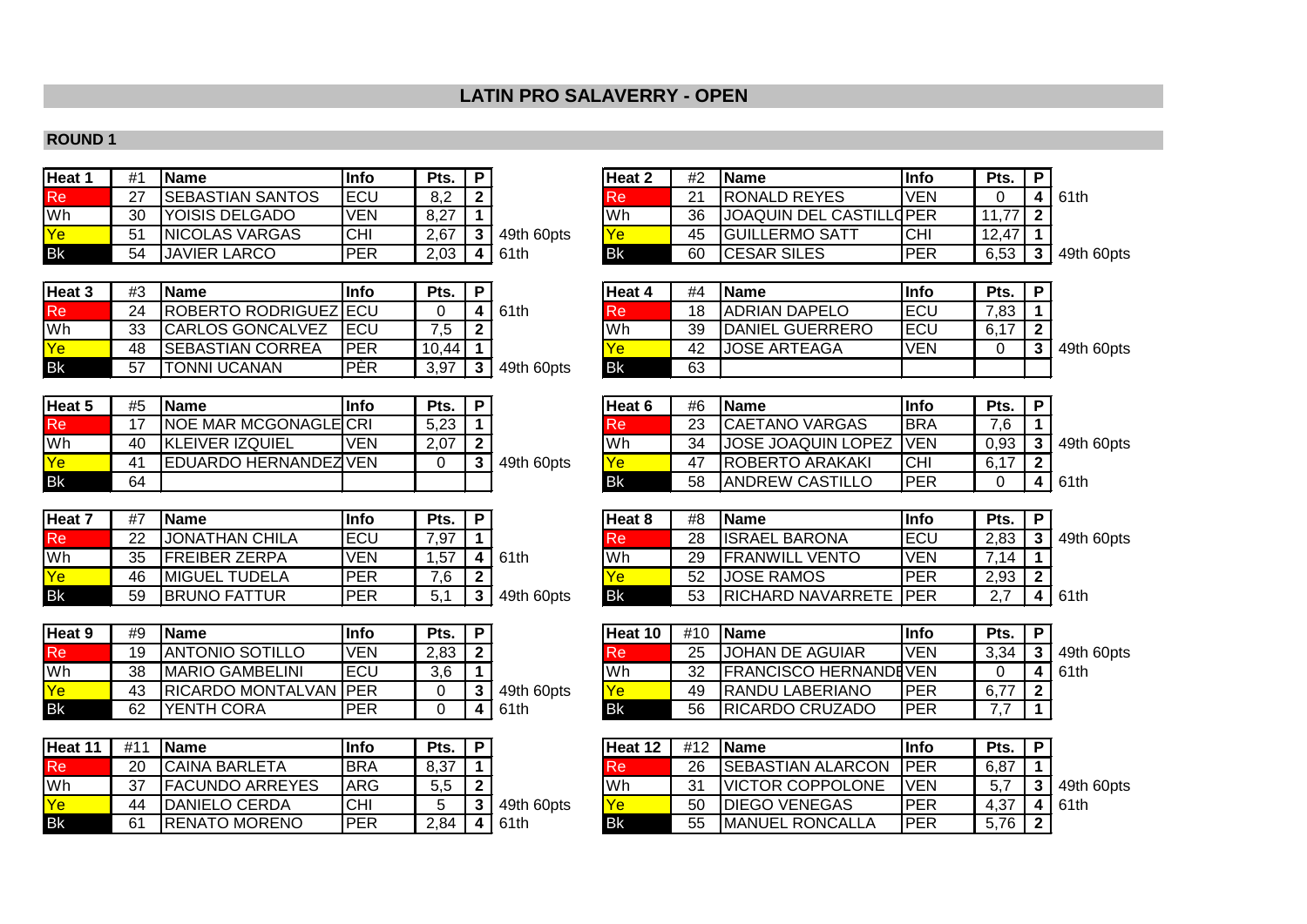# LATIN PRO SALAVERRY - OPEN

## ROUND 1

| Heat 1 | #1 | Name | Info | Pts. | P | |
|---|---|---|---|---|---|---|
| Re | 27 | SEBASTIAN SANTOS | ECU | 8,2 | 2 | |
| Wh | 30 | YOISIS DELGADO | VEN | 8,27 | 1 | |
| Ye | 51 | NICOLAS VARGAS | CHI | 2,67 | 3 | 49th 60pts |
| Bk | 54 | JAVIER LARCO | PER | 2,03 | 4 | 61th |

| Heat 2 | #2 | Name | Info | Pts. | P | |
|---|---|---|---|---|---|---|
| Re | 21 | RONALD REYES | VEN | 0 | 4 | 61th |
| Wh | 36 | JOAQUIN DEL CASTILLO | PER | 11,77 | 2 | |
| Ye | 45 | GUILLERMO SATT | CHI | 12,47 | 1 | |
| Bk | 60 | CESAR SILES | PER | 6,53 | 3 | 49th 60pts |

| Heat 3 | #3 | Name | Info | Pts. | P | |
|---|---|---|---|---|---|---|
| Re | 24 | ROBERTO RODRIGUEZ | ECU | 0 | 4 | 61th |
| Wh | 33 | CARLOS GONCALVEZ | ECU | 7,5 | 2 | |
| Ye | 48 | SEBASTIAN CORREA | PER | 10,44 | 1 | |
| Bk | 57 | TONNI UCANAN | PÈR | 3,97 | 3 | 49th 60pts |

| Heat 4 | #4 | Name | Info | Pts. | P | |
|---|---|---|---|---|---|---|
| Re | 18 | ADRIAN DAPELO | ECU | 7,83 | 1 | |
| Wh | 39 | DANIEL GUERRERO | ECU | 6,17 | 2 | |
| Ye | 42 | JOSE ARTEAGA | VEN | 0 | 3 | 49th 60pts |
| Bk | 63 | | | | | |

| Heat 5 | #5 | Name | Info | Pts. | P | |
|---|---|---|---|---|---|---|
| Re | 17 | NOE MAR MCGONAGLE | CRI | 5,23 | 1 | |
| Wh | 40 | KLEIVER IZQUIEL | VEN | 2,07 | 2 | |
| Ye | 41 | EDUARDO HERNANDEZ | VEN | 0 | 3 | 49th 60pts |
| Bk | 64 | | | | | |

| Heat 6 | #6 | Name | Info | Pts. | P | |
|---|---|---|---|---|---|---|
| Re | 23 | CAETANO VARGAS | BRA | 7,6 | 1 | |
| Wh | 34 | JOSE JOAQUIN LOPEZ | VEN | 0,93 | 3 | 49th 60pts |
| Ye | 47 | ROBERTO ARAKAKI | CHI | 6,17 | 2 | |
| Bk | 58 | ANDREW CASTILLO | PER | 0 | 4 | 61th |

| Heat 7 | #7 | Name | Info | Pts. | P | |
|---|---|---|---|---|---|---|
| Re | 22 | JONATHAN CHILA | ECU | 7,97 | 1 | |
| Wh | 35 | FREIBER ZERPA | VEN | 1,57 | 4 | 61th |
| Ye | 46 | MIGUEL TUDELA | PER | 7,6 | 2 | |
| Bk | 59 | BRUNO FATTUR | PER | 5,1 | 3 | 49th 60pts |

| Heat 8 | #8 | Name | Info | Pts. | P | |
|---|---|---|---|---|---|---|
| Re | 28 | ISRAEL BARONA | ECU | 2,83 | 3 | 49th 60pts |
| Wh | 29 | FRANWILL VENTO | VEN | 7,14 | 1 | |
| Ye | 52 | JOSE RAMOS | PER | 2,93 | 2 | |
| Bk | 53 | RICHARD NAVARRETE | PER | 2,7 | 4 | 61th |

| Heat 9 | #9 | Name | Info | Pts. | P | |
|---|---|---|---|---|---|---|
| Re | 19 | ANTONIO SOTILLO | VEN | 2,83 | 2 | |
| Wh | 38 | MARIO GAMBELINI | ECU | 3,6 | 1 | |
| Ye | 43 | RICARDO MONTALVAN | PER | 0 | 3 | 49th 60pts |
| Bk | 62 | YENTH CORA | PER | 0 | 4 | 61th |

| Heat 10 | #10 | Name | Info | Pts. | P | |
|---|---|---|---|---|---|---|
| Re | 25 | JOHAN DE AGUIAR | VEN | 3,34 | 3 | 49th 60pts |
| Wh | 32 | FRANCISCO HERNANDEZ | VEN | 0 | 4 | 61th |
| Ye | 49 | RANDU LABERIANO | PER | 6,77 | 2 | |
| Bk | 56 | RICARDO CRUZADO | PER | 7,7 | 1 | |

| Heat 11 | #11 | Name | Info | Pts. | P | |
|---|---|---|---|---|---|---|
| Re | 20 | CAINA BARLETA | BRA | 8,37 | 1 | |
| Wh | 37 | FACUNDO ARREYES | ARG | 5,5 | 2 | |
| Ye | 44 | DANIELO CERDA | CHI | 5 | 3 | 49th 60pts |
| Bk | 61 | RENATO MORENO | PER | 2,84 | 4 | 61th |

| Heat 12 | #12 | Name | Info | Pts. | P | |
|---|---|---|---|---|---|---|
| Re | 26 | SEBASTIAN ALARCON | PER | 6,87 | 1 | |
| Wh | 31 | VICTOR COPPOLONE | VEN | 5,7 | 3 | 49th 60pts |
| Ye | 50 | DIEGO VENEGAS | PER | 4,37 | 4 | 61th |
| Bk | 55 | MANUEL RONCALLA | PER | 5,76 | 2 | |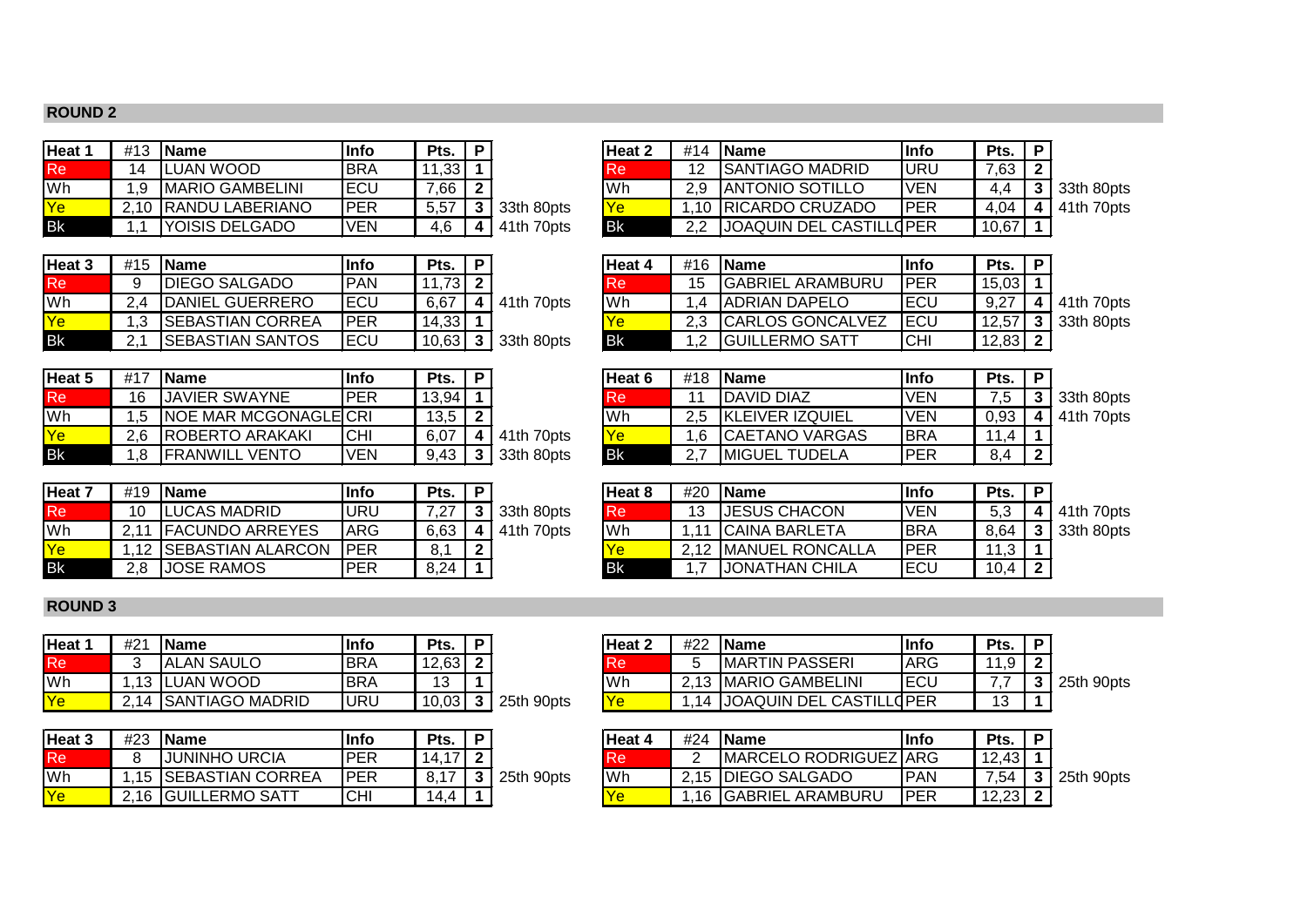## ROUND 2

| Heat 1 | #13 | Name | Info | Pts. | P | |
|---|---|---|---|---|---|---|
| Re | 14 | LUAN WOOD | BRA | 11,33 | 1 | |
| Wh | 1,9 | MARIO GAMBELINI | ECU | 7,66 | 2 | |
| Ye | 2,10 | RANDU LABERIANO | PER | 5,57 | 3 | 33th 80pts |
| Bk | 1,1 | YOISIS DELGADO | VEN | 4,6 | 4 | 41th 70pts |

| Heat 2 | #14 | Name | Info | Pts. | P | |
|---|---|---|---|---|---|---|
| Re | 12 | SANTIAGO MADRID | URU | 7,63 | 2 | |
| Wh | 2,9 | ANTONIO SOTILLO | VEN | 4,4 | 3 | 33th 80pts |
| Ye | 1,10 | RICARDO CRUZADO | PER | 4,04 | 4 | 41th 70pts |
| Bk | 2,2 | JOAQUIN DEL CASTILLO | PER | 10,67 | 1 | |

| Heat 3 | #15 | Name | Info | Pts. | P | |
|---|---|---|---|---|---|---|
| Re | 9 | DIEGO SALGADO | PAN | 11,73 | 2 | |
| Wh | 2,4 | DANIEL GUERRERO | ECU | 6,67 | 4 | 41th 70pts |
| Ye | 1,3 | SEBASTIAN CORREA | PER | 14,33 | 1 | |
| Bk | 2,1 | SEBASTIAN SANTOS | ECU | 10,63 | 3 | 33th 80pts |

| Heat 4 | #16 | Name | Info | Pts. | P | |
|---|---|---|---|---|---|---|
| Re | 15 | GABRIEL ARAMBURU | PER | 15,03 | 1 | |
| Wh | 1,4 | ADRIAN DAPELO | ECU | 9,27 | 4 | 41th 70pts |
| Ye | 2,3 | CARLOS GONCALVEZ | ECU | 12,57 | 3 | 33th 80pts |
| Bk | 1,2 | GUILLERMO SATT | CHI | 12,83 | 2 | |

| Heat 5 | #17 | Name | Info | Pts. | P | |
|---|---|---|---|---|---|---|
| Re | 16 | JAVIER SWAYNE | PER | 13,94 | 1 | |
| Wh | 1,5 | NOE MAR MCGONAGLE | CRI | 13,5 | 2 | |
| Ye | 2,6 | ROBERTO ARAKAKI | CHI | 6,07 | 4 | 41th 70pts |
| Bk | 1,8 | FRANWILL VENTO | VEN | 9,43 | 3 | 33th 80pts |

| Heat 6 | #18 | Name | Info | Pts. | P | |
|---|---|---|---|---|---|---|
| Re | 11 | DAVID DIAZ | VEN | 7,5 | 3 | 33th 80pts |
| Wh | 2,5 | KLEIVER IZQUIEL | VEN | 0,93 | 4 | 41th 70pts |
| Ye | 1,6 | CAETANO VARGAS | BRA | 11,4 | 1 | |
| Bk | 2,7 | MIGUEL TUDELA | PER | 8,4 | 2 | |

| Heat 7 | #19 | Name | Info | Pts. | P | |
|---|---|---|---|---|---|---|
| Re | 10 | LUCAS MADRID | URU | 7,27 | 3 | 33th 80pts |
| Wh | 2,11 | FACUNDO ARREYES | ARG | 6,63 | 4 | 41th 70pts |
| Ye | 1,12 | SEBASTIAN ALARCON | PER | 8,1 | 2 | |
| Bk | 2,8 | JOSE RAMOS | PER | 8,24 | 1 | |

| Heat 8 | #20 | Name | Info | Pts. | P | |
|---|---|---|---|---|---|---|
| Re | 13 | JESUS CHACON | VEN | 5,3 | 4 | 41th 70pts |
| Wh | 1,11 | CAINA BARLETA | BRA | 8,64 | 3 | 33th 80pts |
| Ye | 2,12 | MANUEL RONCALLA | PER | 11,3 | 1 | |
| Bk | 1,7 | JONATHAN CHILA | ECU | 10,4 | 2 | |

## ROUND 3

| Heat 1 | #21 | Name | Info | Pts. | P | |
|---|---|---|---|---|---|---|
| Re | 3 | ALAN SAULO | BRA | 12,63 | 2 | |
| Wh | 1,13 | LUAN WOOD | BRA | 13 | 1 | |
| Ye | 2,14 | SANTIAGO MADRID | URU | 10,03 | 3 | 25th 90pts |

| Heat 2 | #22 | Name | Info | Pts. | P | |
|---|---|---|---|---|---|---|
| Re | 5 | MARTIN PASSERI | ARG | 11,9 | 2 | |
| Wh | 2,13 | MARIO GAMBELINI | ECU | 7,7 | 3 | 25th 90pts |
| Ye | 1,14 | JOAQUIN DEL CASTILLO | PER | 13 | 1 | |

| Heat 3 | #23 | Name | Info | Pts. | P | |
|---|---|---|---|---|---|---|
| Re | 8 | JUNINHO URCIA | PER | 14,17 | 2 | |
| Wh | 1,15 | SEBASTIAN CORREA | PER | 8,17 | 3 | 25th 90pts |
| Ye | 2,16 | GUILLERMO SATT | CHI | 14,4 | 1 | |

| Heat 4 | #24 | Name | Info | Pts. | P | |
|---|---|---|---|---|---|---|
| Re | 2 | MARCELO RODRIGUEZ | ARG | 12,43 | 1 | |
| Wh | 2,15 | DIEGO SALGADO | PAN | 7,54 | 3 | 25th 90pts |
| Ye | 1,16 | GABRIEL ARAMBURU | PER | 12,23 | 2 | |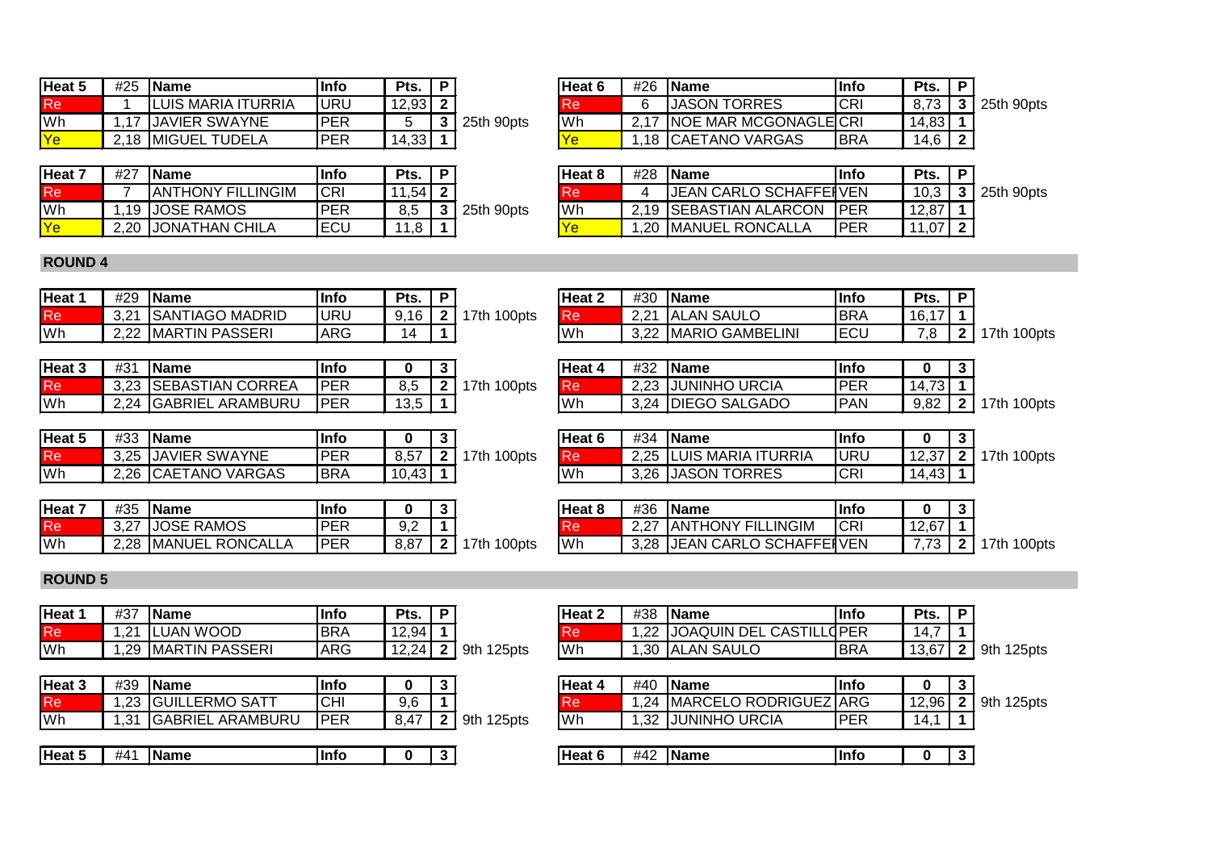| Heat 5 | #25 | Name | Info | Pts. | P | |
|---|---|---|---|---|---|---|
| Re | 1 | LUIS MARIA ITURRIA | URU | 12,93 | 2 | |
| Wh | 1,17 | JAVIER SWAYNE | PER | 5 | 3 | 25th 90pts |
| Ye | 2,18 | MIGUEL TUDELA | PER | 14,33 | 1 | |

| Heat 6 | #26 | Name | Info | Pts. | P | |
|---|---|---|---|---|---|---|
| Re | 6 | JASON TORRES | CRI | 8,73 | 3 | 25th 90pts |
| Wh | 2,17 | NOE MAR MCGONAGLE | CRI | 14,83 | 1 | |
| Ye | 1,18 | CAETANO VARGAS | BRA | 14,6 | 2 | |

| Heat 7 | #27 | Name | Info | Pts. | P | |
|---|---|---|---|---|---|---|
| Re | 7 | ANTHONY FILLINGIM | CRI | 11,54 | 2 | |
| Wh | 1,19 | JOSE RAMOS | PER | 8,5 | 3 | 25th 90pts |
| Ye | 2,20 | JONATHAN CHILA | ECU | 11,8 | 1 | |

| Heat 8 | #28 | Name | Info | Pts. | P | |
|---|---|---|---|---|---|---|
| Re | 4 | JEAN CARLO SCHAFFER | VEN | 10,3 | 3 | 25th 90pts |
| Wh | 2,19 | SEBASTIAN ALARCON | PER | 12,87 | 1 | |
| Ye | 1,20 | MANUEL RONCALLA | PER | 11,07 | 2 | |

## ROUND 4

| Heat 1 | #29 | Name | Info | Pts. | P | |
|---|---|---|---|---|---|---|
| Re | 3,21 | SANTIAGO MADRID | URU | 9,16 | 2 | 17th 100pts |
| Wh | 2,22 | MARTIN PASSERI | ARG | 14 | 1 | |

| Heat 2 | #30 | Name | Info | Pts. | P | |
|---|---|---|---|---|---|---|
| Re | 2,21 | ALAN SAULO | BRA | 16,17 | 1 | |
| Wh | 3,22 | MARIO GAMBELINI | ECU | 7,8 | 2 | 17th 100pts |

| Heat 3 | #31 | Name | Info | 0 | 3 | |
|---|---|---|---|---|---|---|
| Re | 3,23 | SEBASTIAN CORREA | PER | 8,5 | 2 | 17th 100pts |
| Wh | 2,24 | GABRIEL ARAMBURU | PER | 13,5 | 1 | |

| Heat 4 | #32 | Name | Info | 0 | 3 | |
|---|---|---|---|---|---|---|
| Re | 2,23 | JUNINHO URCIA | PER | 14,73 | 1 | |
| Wh | 3,24 | DIEGO SALGADO | PAN | 9,82 | 2 | 17th 100pts |

| Heat 5 | #33 | Name | Info | 0 | 3 | |
|---|---|---|---|---|---|---|
| Re | 3,25 | JAVIER SWAYNE | PER | 8,57 | 2 | 17th 100pts |
| Wh | 2,26 | CAETANO VARGAS | BRA | 10,43 | 1 | |

| Heat 6 | #34 | Name | Info | 0 | 3 | |
|---|---|---|---|---|---|---|
| Re | 2,25 | LUIS MARIA ITURRIA | URU | 12,37 | 2 | 17th 100pts |
| Wh | 3,26 | JASON TORRES | CRI | 14,43 | 1 | |

| Heat 7 | #35 | Name | Info | 0 | 3 | |
|---|---|---|---|---|---|---|
| Re | 3,27 | JOSE RAMOS | PER | 9,2 | 1 | |
| Wh | 2,28 | MANUEL RONCALLA | PER | 8,87 | 2 | 17th 100pts |

| Heat 8 | #36 | Name | Info | 0 | 3 | |
|---|---|---|---|---|---|---|
| Re | 2,27 | ANTHONY FILLINGIM | CRI | 12,67 | 1 | |
| Wh | 3,28 | JEAN CARLO SCHAFFER | VEN | 7,73 | 2 | 17th 100pts |

## ROUND 5

| Heat 1 | #37 | Name | Info | Pts. | P | |
|---|---|---|---|---|---|---|
| Re | 1,21 | LUAN WOOD | BRA | 12,94 | 1 | |
| Wh | 1,29 | MARTIN PASSERI | ARG | 12,24 | 2 | 9th 125pts |

| Heat 2 | #38 | Name | Info | Pts. | P | |
|---|---|---|---|---|---|---|
| Re | 1,22 | JOAQUIN DEL CASTILLO | PER | 14,7 | 1 | |
| Wh | 1,30 | ALAN SAULO | BRA | 13,67 | 2 | 9th 125pts |

| Heat 3 | #39 | Name | Info | 0 | 3 | |
|---|---|---|---|---|---|---|
| Re | 1,23 | GUILLERMO SATT | CHI | 9,6 | 1 | |
| Wh | 1,31 | GABRIEL ARAMBURU | PER | 8,47 | 2 | 9th 125pts |

| Heat 4 | #40 | Name | Info | 0 | 3 | |
|---|---|---|---|---|---|---|
| Re | 1,24 | MARCELO RODRIGUEZ | ARG | 12,96 | 2 | 9th 125pts |
| Wh | 1,32 | JUNINHO URCIA | PER | 14,1 | 1 | |

| Heat 5 | #41 | Name | Info | 0 | 3 |
|---|---|---|---|---|---|

| Heat 6 | #42 | Name | Info | 0 | 3 |
|---|---|---|---|---|---|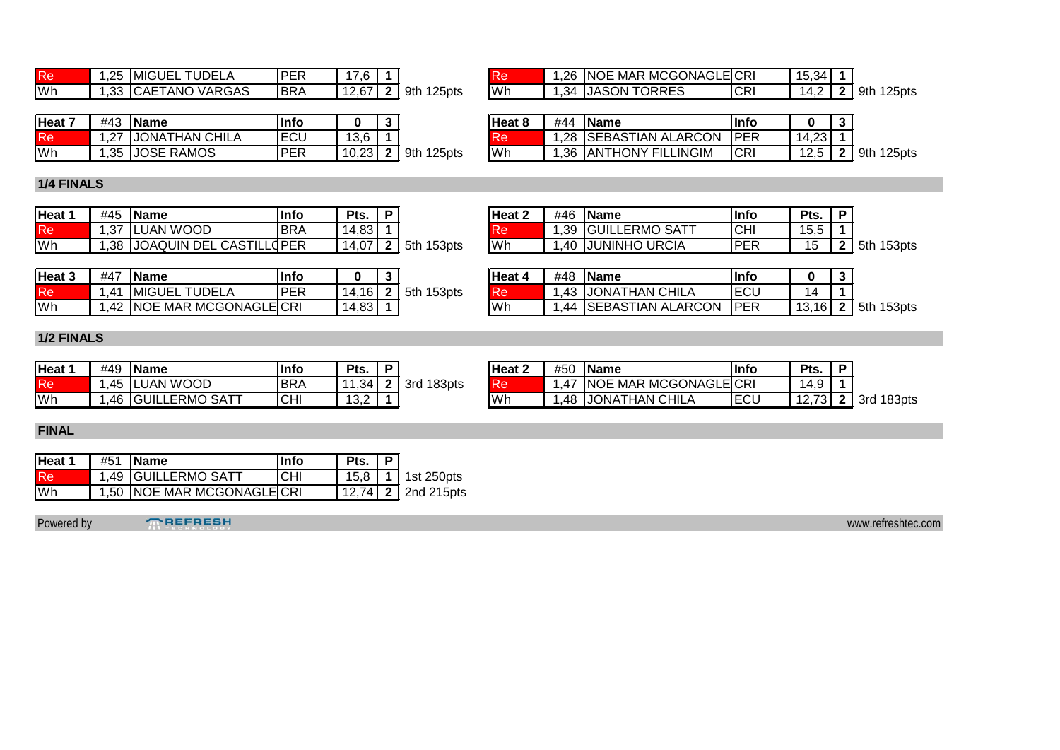| Re | 1,25 | MIGUEL TUDELA | PER | 17,6 | 1 | |
|---|---|---|---|---|---|---|
| Wh | 1,33 | CAETANO VARGAS | BRA | 12,67 | 2 | 9th 125pts |

| Re | 1,26 | NOE MAR MCGONAGLE | CRI | 15,34 | 1 | |
|---|---|---|---|---|---|---|
| Wh | 1,34 | JASON TORRES | CRI | 14,2 | 2 | 9th 125pts |

| Heat 7 | #43 | Name | Info | 0 | 3 | |
|---|---|---|---|---|---|---|
| Re | 1,27 | JONATHAN CHILA | ECU | 13,6 | 1 | |
| Wh | 1,35 | JOSE RAMOS | PER | 10,23 | 2 | 9th 125pts |

| Heat 8 | #44 | Name | Info | 0 | 3 | |
|---|---|---|---|---|---|---|
| Re | 1,28 | SEBASTIAN ALARCON | PER | 14,23 | 1 | |
| Wh | 1,36 | ANTHONY FILLINGIM | CRI | 12,5 | 2 | 9th 125pts |

## 1/4 FINALS

| Heat 1 | #45 | Name | Info | Pts. | P | |
|---|---|---|---|---|---|---|
| Re | 1,37 | LUAN WOOD | BRA | 14,83 | 1 | |
| Wh | 1,38 | JOAQUIN DEL CASTILLO | PER | 14,07 | 2 | 5th 153pts |

| Heat 2 | #46 | Name | Info | Pts. | P | |
|---|---|---|---|---|---|---|
| Re | 1,39 | GUILLERMO SATT | CHI | 15,5 | 1 | |
| Wh | 1,40 | JUNINHO URCIA | PER | 15 | 2 | 5th 153pts |

| Heat 3 | #47 | Name | Info | 0 | 3 | |
|---|---|---|---|---|---|---|
| Re | 1,41 | MIGUEL TUDELA | PER | 14,16 | 2 | 5th 153pts |
| Wh | 1,42 | NOE MAR MCGONAGLE | CRI | 14,83 | 1 | |

| Heat 4 | #48 | Name | Info | 0 | 3 | |
|---|---|---|---|---|---|---|
| Re | 1,43 | JONATHAN CHILA | ECU | 14 | 1 | |
| Wh | 1,44 | SEBASTIAN ALARCON | PER | 13,16 | 2 | 5th 153pts |

## 1/2 FINALS

| Heat 1 | #49 | Name | Info | Pts. | P | |
|---|---|---|---|---|---|---|
| Re | 1,45 | LUAN WOOD | BRA | 11,34 | 2 | 3rd 183pts |
| Wh | 1,46 | GUILLERMO SATT | CHI | 13,2 | 1 | |

| Heat 2 | #50 | Name | Info | Pts. | P | |
|---|---|---|---|---|---|---|
| Re | 1,47 | NOE MAR MCGONAGLE | CRI | 14,9 | 1 | |
| Wh | 1,48 | JONATHAN CHILA | ECU | 12,73 | 2 | 3rd 183pts |

## FINAL

| Heat 1 | #51 | Name | Info | Pts. | P | |
|---|---|---|---|---|---|---|
| Re | 1,49 | GUILLERMO SATT | CHI | 15,8 | 1 | 1st 250pts |
| Wh | 1,50 | NOE MAR MCGONAGLE | CRI | 12,74 | 2 | 2nd 215pts |

Powered by REFRESH TECHNOLOGY www.refreshtec.com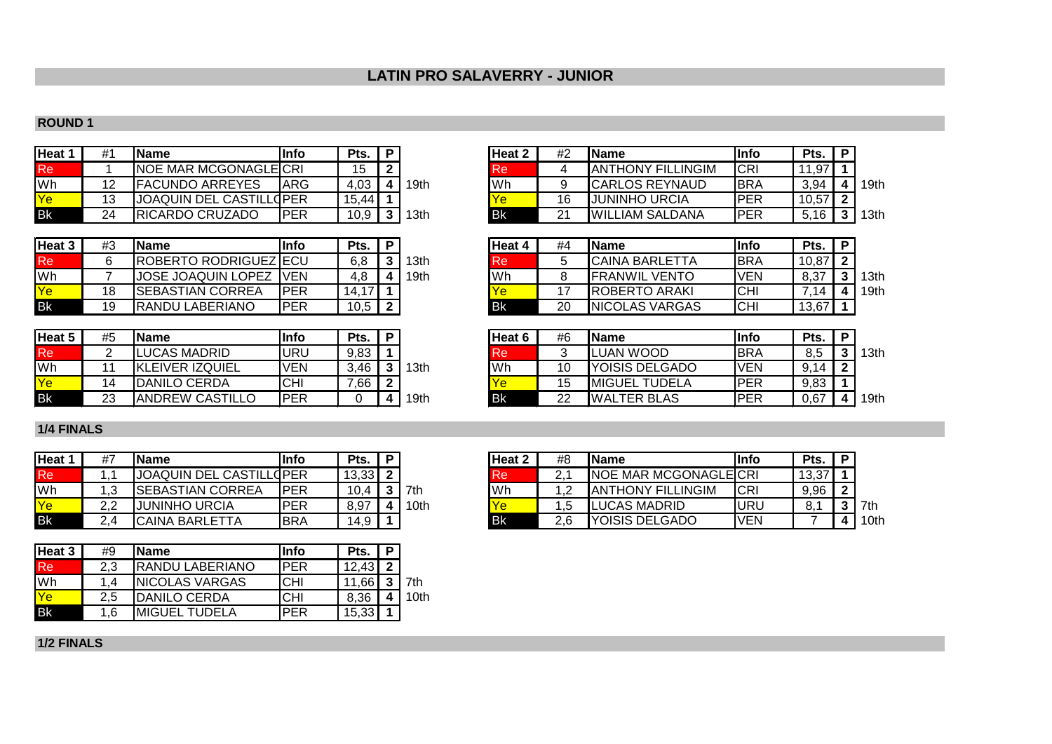# LATIN PRO SALAVERRY - JUNIOR

## ROUND 1

| Heat 1 | #1 | Name | Info | Pts. | P | |
|---|---|---|---|---|---|---|
| Re | 1 | NOE MAR MCGONAGLE | CRI | 15 | 2 | |
| Wh | 12 | FACUNDO ARREYES | ARG | 4,03 | 4 | 19th |
| Ye | 13 | JOAQUIN DEL CASTILLO | PER | 15,44 | 1 | |
| Bk | 24 | RICARDO CRUZADO | PER | 10,9 | 3 | 13th |

| Heat 2 | #2 | Name | Info | Pts. | P | |
|---|---|---|---|---|---|---|
| Re | 4 | ANTHONY FILLINGIM | CRI | 11,97 | 1 | |
| Wh | 9 | CARLOS REYNAUD | BRA | 3,94 | 4 | 19th |
| Ye | 16 | JUNINHO URCIA | PER | 10,57 | 2 | |
| Bk | 21 | WILLIAM SALDANA | PER | 5,16 | 3 | 13th |

| Heat 3 | #3 | Name | Info | Pts. | P | |
|---|---|---|---|---|---|---|
| Re | 6 | ROBERTO RODRIGUEZ | ECU | 6,8 | 3 | 13th |
| Wh | 7 | JOSE JOAQUIN LOPEZ | VEN | 4,8 | 4 | 19th |
| Ye | 18 | SEBASTIAN CORREA | PER | 14,17 | 1 | |
| Bk | 19 | RANDU LABERIANO | PER | 10,5 | 2 | |

| Heat 4 | #4 | Name | Info | Pts. | P | |
|---|---|---|---|---|---|---|
| Re | 5 | CAINA BARLETTA | BRA | 10,87 | 2 | |
| Wh | 8 | FRANWIL VENTO | VEN | 8,37 | 3 | 13th |
| Ye | 17 | ROBERTO ARAKI | CHI | 7,14 | 4 | 19th |
| Bk | 20 | NICOLAS VARGAS | CHI | 13,67 | 1 | |

| Heat 5 | #5 | Name | Info | Pts. | P | |
|---|---|---|---|---|---|---|
| Re | 2 | LUCAS MADRID | URU | 9,83 | 1 | |
| Wh | 11 | KLEIVER IZQUIEL | VEN | 3,46 | 3 | 13th |
| Ye | 14 | DANILO CERDA | CHI | 7,66 | 2 | |
| Bk | 23 | ANDREW CASTILLO | PER | 0 | 4 | 19th |

| Heat 6 | #6 | Name | Info | Pts. | P | |
|---|---|---|---|---|---|---|
| Re | 3 | LUAN WOOD | BRA | 8,5 | 3 | 13th |
| Wh | 10 | YOISIS DELGADO | VEN | 9,14 | 2 | |
| Ye | 15 | MIGUEL TUDELA | PER | 9,83 | 1 | |
| Bk | 22 | WALTER BLAS | PER | 0,67 | 4 | 19th |

## 1/4 FINALS

| Heat 1 | #7 | Name | Info | Pts. | P | |
|---|---|---|---|---|---|---|
| Re | 1,1 | JOAQUIN DEL CASTILLO | PER | 13,33 | 2 | |
| Wh | 1,3 | SEBASTIAN CORREA | PER | 10,4 | 3 | 7th |
| Ye | 2,2 | JUNINHO URCIA | PER | 8,97 | 4 | 10th |
| Bk | 2,4 | CAINA BARLETTA | BRA | 14,9 | 1 | |

| Heat 2 | #8 | Name | Info | Pts. | P | |
|---|---|---|---|---|---|---|
| Re | 2,1 | NOE MAR MCGONAGLE | CRI | 13,37 | 1 | |
| Wh | 1,2 | ANTHONY FILLINGIM | CRI | 9,96 | 2 | |
| Ye | 1,5 | LUCAS MADRID | URU | 8,1 | 3 | 7th |
| Bk | 2,6 | YOISIS DELGADO | VEN | 7 | 4 | 10th |

| Heat 3 | #9 | Name | Info | Pts. | P | |
|---|---|---|---|---|---|---|
| Re | 2,3 | RANDU LABERIANO | PER | 12,43 | 2 | |
| Wh | 1,4 | NICOLAS VARGAS | CHI | 11,66 | 3 | 7th |
| Ye | 2,5 | DANILO CERDA | CHI | 8,36 | 4 | 10th |
| Bk | 1,6 | MIGUEL TUDELA | PER | 15,33 | 1 | |

## 1/2 FINALS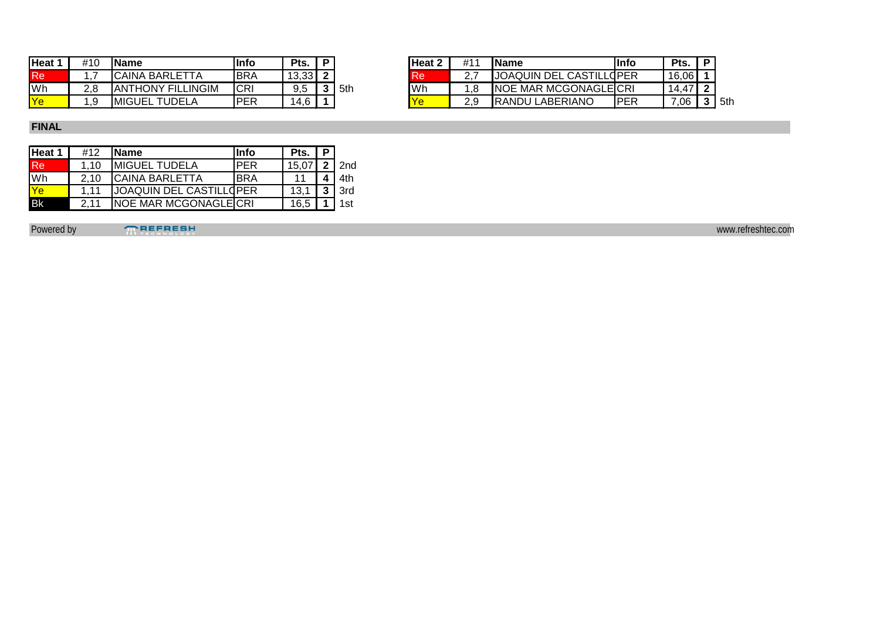| Heat 1 | #10 | Name | Info | Pts. | P | |
|---|---|---|---|---|---|---|
| Re | 1,7 | CAINA BARLETTA | BRA | 13,33 | 2 | |
| Wh | 2,8 | ANTHONY FILLINGIM | CRI | 9,5 | 3 | 5th |
| Ye | 1,9 | MIGUEL TUDELA | PER | 14,6 | 1 | |

| Heat 2 | #11 | Name | Info | Pts. | P | |
|---|---|---|---|---|---|---|
| Re | 2,7 | JOAQUIN DEL CASTILLO | PER | 16,06 | 1 | |
| Wh | 1,8 | NOE MAR MCGONAGLE | CRI | 14,47 | 2 | |
| Ye | 2,9 | RANDU LABERIANO | PER | 7,06 | 3 | 5th |

## FINAL

| Heat 1 | #12 | Name | Info | Pts. | P | |
|---|---|---|---|---|---|---|
| Re | 1,10 | MIGUEL TUDELA | PER | 15,07 | 2 | 2nd |
| Wh | 2,10 | CAINA BARLETTA | BRA | 11 | 4 | 4th |
| Ye | 1,11 | JOAQUIN DEL CASTILLO | PER | 13,1 | 3 | 3rd |
| Bk | 2,11 | NOE MAR MCGONAGLE | CRI | 16,5 | 1 | 1st |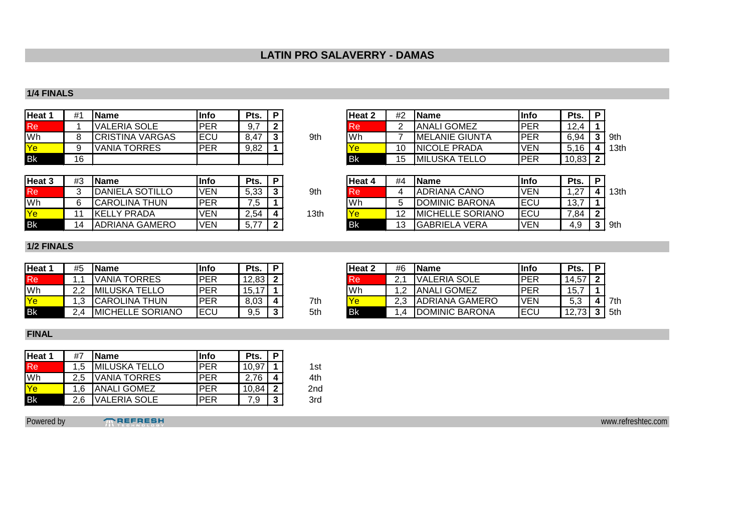# LATIN PRO SALAVERRY - DAMAS

## 1/4 FINALS

| Heat 1 | #1 | Name | Info | Pts. | P | |
|---|---|---|---|---|---|---|
| Re | 1 | VALERIA SOLE | PER | 9,7 | 2 | |
| Wh | 8 | CRISTINA VARGAS | ECU | 8,47 | 3 | 9th |
| Ye | 9 | VANIA TORRES | PER | 9,82 | 1 | |
| Bk | 16 | | | | | |

| Heat 2 | #2 | Name | Info | Pts. | P | |
|---|---|---|---|---|---|---|
| Re | 2 | ANALI GOMEZ | PER | 12,4 | 1 | |
| Wh | 7 | MELANIE GIUNTA | PER | 6,94 | 3 | 9th |
| Ye | 10 | NICOLE PRADA | VEN | 5,16 | 4 | 13th |
| Bk | 15 | MILUSKA TELLO | PER | 10,83 | 2 | |

| Heat 3 | #3 | Name | Info | Pts. | P | |
|---|---|---|---|---|---|---|
| Re | 3 | DANIELA SOTILLO | VEN | 5,33 | 3 | 9th |
| Wh | 6 | CAROLINA THUN | PER | 7,5 | 1 | |
| Ye | 11 | KELLY PRADA | VEN | 2,54 | 4 | 13th |
| Bk | 14 | ADRIANA GAMERO | VEN | 5,77 | 2 | |

| Heat 4 | #4 | Name | Info | Pts. | P | |
|---|---|---|---|---|---|---|
| Re | 4 | ADRIANA CANO | VEN | 1,27 | 4 | 13th |
| Wh | 5 | DOMINIC BARONA | ECU | 13,7 | 1 | |
| Ye | 12 | MICHELLE SORIANO | ECU | 7,84 | 2 | |
| Bk | 13 | GABRIELA VERA | VEN | 4,9 | 3 | 9th |

## 1/2 FINALS

| Heat 1 | #5 | Name | Info | Pts. | P | |
|---|---|---|---|---|---|---|
| Re | 1,1 | VANIA TORRES | PER | 12,83 | 2 | |
| Wh | 2,2 | MILUSKA TELLO | PER | 15,17 | 1 | |
| Ye | 1,3 | CAROLINA THUN | PER | 8,03 | 4 | 7th |
| Bk | 2,4 | MICHELLE SORIANO | ECU | 9,5 | 3 | 5th |

| Heat 2 | #6 | Name | Info | Pts. | P | |
|---|---|---|---|---|---|---|
| Re | 2,1 | VALERIA SOLE | PER | 14,57 | 2 | |
| Wh | 1,2 | ANALI GOMEZ | PER | 15,7 | 1 | |
| Ye | 2,3 | ADRIANA GAMERO | VEN | 5,3 | 4 | 7th |
| Bk | 1,4 | DOMINIC BARONA | ECU | 12,73 | 3 | 5th |

## FINAL

| Heat 1 | #7 | Name | Info | Pts. | P | |
|---|---|---|---|---|---|---|
| Re | 1,5 | MILUSKA TELLO | PER | 10,97 | 1 | 1st |
| Wh | 2,5 | VANIA TORRES | PER | 2,76 | 4 | 4th |
| Ye | 1,6 | ANALI GOMEZ | PER | 10,84 | 2 | 2nd |
| Bk | 2,6 | VALERIA SOLE | PER | 7,9 | 3 | 3rd |

Powered by REFRESH TECHNOLOGY www.refreshtec.com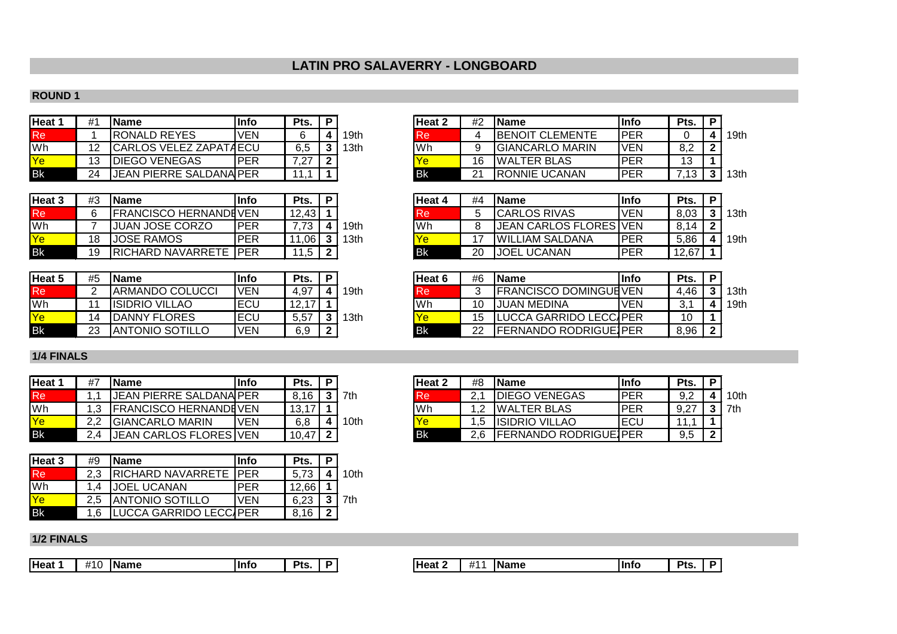# LATIN PRO SALAVERRY - LONGBOARD

## ROUND 1

| Heat 1 | #1 | Name | Info | Pts. | P | |
|---|---|---|---|---|---|---|
| Re | 1 | RONALD REYES | VEN | 6 | 4 | 19th |
| Wh | 12 | CARLOS VELEZ ZAPATA | ECU | 6,5 | 3 | 13th |
| Ye | 13 | DIEGO VENEGAS | PER | 7,27 | 2 | |
| Bk | 24 | JEAN PIERRE SALDANA | PER | 11,1 | 1 | |

| Heat 2 | #2 | Name | Info | Pts. | P | |
|---|---|---|---|---|---|---|
| Re | 4 | BENOIT CLEMENTE | PER | 0 | 4 | 19th |
| Wh | 9 | GIANCARLO MARIN | VEN | 8,2 | 2 | |
| Ye | 16 | WALTER BLAS | PER | 13 | 1 | |
| Bk | 21 | RONNIE UCANAN | PER | 7,13 | 3 | 13th |

| Heat 3 | #3 | Name | Info | Pts. | P | |
|---|---|---|---|---|---|---|
| Re | 6 | FRANCISCO HERNANDE | VEN | 12,43 | 1 | |
| Wh | 7 | JUAN JOSE CORZO | PER | 7,73 | 4 | 19th |
| Ye | 18 | JOSE RAMOS | PER | 11,06 | 3 | 13th |
| Bk | 19 | RICHARD NAVARRETE | PER | 11,5 | 2 | |

| Heat 4 | #4 | Name | Info | Pts. | P | |
|---|---|---|---|---|---|---|
| Re | 5 | CARLOS RIVAS | VEN | 8,03 | 3 | 13th |
| Wh | 8 | JEAN CARLOS FLORES | VEN | 8,14 | 2 | |
| Ye | 17 | WILLIAM SALDANA | PER | 5,86 | 4 | 19th |
| Bk | 20 | JOEL UCANAN | PER | 12,67 | 1 | |

| Heat 5 | #5 | Name | Info | Pts. | P | |
|---|---|---|---|---|---|---|
| Re | 2 | ARMANDO COLUCCI | VEN | 4,97 | 4 | 19th |
| Wh | 11 | ISIDRIO VILLAO | ECU | 12,17 | 1 | |
| Ye | 14 | DANNY FLORES | ECU | 5,57 | 3 | 13th |
| Bk | 23 | ANTONIO SOTILLO | VEN | 6,9 | 2 | |

| Heat 6 | #6 | Name | Info | Pts. | P | |
|---|---|---|---|---|---|---|
| Re | 3 | FRANCISCO DOMINGUE | VEN | 4,46 | 3 | 13th |
| Wh | 10 | JUAN MEDINA | VEN | 3,1 | 4 | 19th |
| Ye | 15 | LUCCA GARRIDO LECCA | PER | 10 | 1 | |
| Bk | 22 | FERNANDO RODRIGUEZ | PER | 8,96 | 2 | |

## 1/4 FINALS

| Heat 1 | #7 | Name | Info | Pts. | P | |
|---|---|---|---|---|---|---|
| Re | 1,1 | JEAN PIERRE SALDANA | PER | 8,16 | 3 | 7th |
| Wh | 1,3 | FRANCISCO HERNANDE | VEN | 13,17 | 1 | |
| Ye | 2,2 | GIANCARLO MARIN | VEN | 6,8 | 4 | 10th |
| Bk | 2,4 | JEAN CARLOS FLORES | VEN | 10,47 | 2 | |

| Heat 2 | #8 | Name | Info | Pts. | P | |
|---|---|---|---|---|---|---|
| Re | 2,1 | DIEGO VENEGAS | PER | 9,2 | 4 | 10th |
| Wh | 1,2 | WALTER BLAS | PER | 9,27 | 3 | 7th |
| Ye | 1,5 | ISIDRIO VILLAO | ECU | 11,1 | 1 | |
| Bk | 2,6 | FERNANDO RODRIGUEZ | PER | 9,5 | 2 | |

| Heat 3 | #9 | Name | Info | Pts. | P | |
|---|---|---|---|---|---|---|
| Re | 2,3 | RICHARD NAVARRETE | PER | 5,73 | 4 | 10th |
| Wh | 1,4 | JOEL UCANAN | PER | 12,66 | 1 | |
| Ye | 2,5 | ANTONIO SOTILLO | VEN | 6,23 | 3 | 7th |
| Bk | 1,6 | LUCCA GARRIDO LECCA | PER | 8,16 | 2 | |

## 1/2 FINALS

| Heat 1 | #10 | Name | Info | Pts. | P |
|---|---|---|---|---|---|

| Heat 2 | #11 | Name | Info | Pts. | P |
|---|---|---|---|---|---|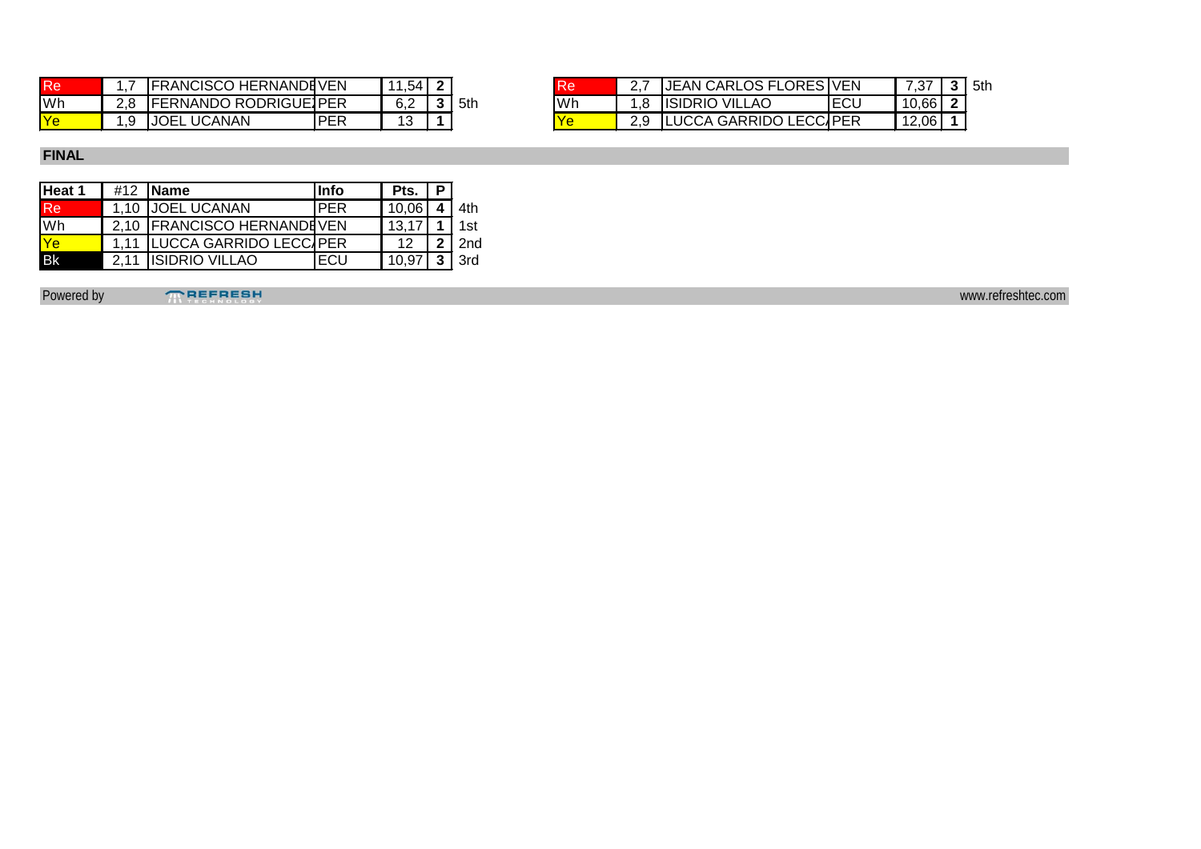| | | | | | | |
|---|---|---|---|---|---|---|
| Re | 1,7 | FRANCISCO HERNANDE | VEN | 11,54 | 2 | |
| Wh | 2,8 | FERNANDO RODRIGUE | PER | 6,2 | 3 | 5th |
| Ye | 1,9 | JOEL UCANAN | PER | 13 | 1 | |

| | | | | | | |
|---|---|---|---|---|---|---|
| Re | 2,7 | JEAN CARLOS FLORES | VEN | 7,37 | 3 | 5th |
| Wh | 1,8 | ISIDRIO VILLAO | ECU | 10,66 | 2 | |
| Ye | 2,9 | LUCCA GARRIDO LECC | PER | 12,06 | 1 | |

## FINAL

| Heat 1 | #12 | Name | Info | Pts. | P | |
|---|---|---|---|---|---|---|
| Re | 1,10 | JOEL UCANAN | PER | 10,06 | 4 | 4th |
| Wh | 2,10 | FRANCISCO HERNANDE | VEN | 13,17 | 1 | 1st |
| Ye | 1,11 | LUCCA GARRIDO LECC | PER | 12 | 2 | 2nd |
| Bk | 2,11 | ISIDRIO VILLAO | ECU | 10,97 | 3 | 3rd |

Powered by REFRESH TECHNOLOGY www.refreshtec.com